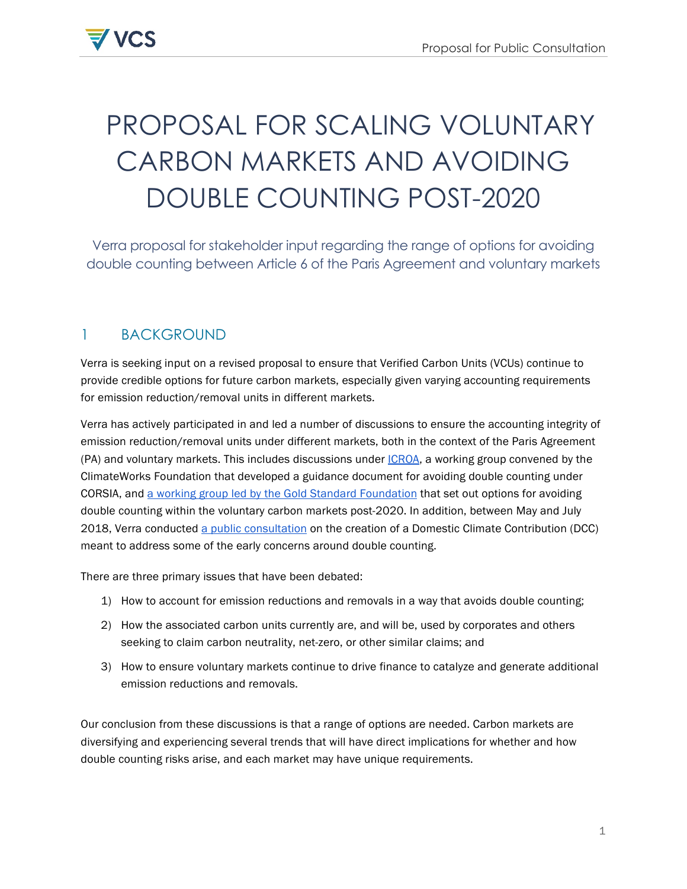# PROPOSAL FOR SCALING VOLUNTARY CARBON MARKETS AND AVOIDING DOUBLE COUNTING POST-2020

Verra proposal for stakeholder input regarding the range of options for avoiding double counting between Article 6 of the Paris Agreement and voluntary markets

## 1 BACKGROUND

Verra is seeking input on a revised proposal to ensure that Verified Carbon Units (VCUs) continue to provide credible options for future carbon markets, especially given varying accounting requirements for emission reduction/removal units in different markets.

Verra has actively participated in and led a number of discussions to ensure the accounting integrity of emission reduction/removal units under different markets, both in the context of the Paris Agreement (PA) and voluntary markets. This includes discussions under ICROA, a working group convened by the ClimateWorks Foundation that developed a guidance document for avoiding double counting under CORSIA, and a working group led by the Gold Standard Foundation that set out options for avoiding double counting within the voluntary carbon markets post-2020. In addition, between May and July 2018, Verra conducted a public consultation on the creation of a Domestic Climate Contribution (DCC) meant to address some of the early concerns around double counting.

There are three primary issues that have been debated:

1) How to account for emission reductions and removals in a way that avoids double counting;
2) How the associated carbon units currently are, and will be, used by corporates and others seeking to claim carbon neutrality, net-zero, or other similar claims; and
3) How to ensure voluntary markets continue to drive finance to catalyze and generate additional emission reductions and removals.

Our conclusion from these discussions is that a range of options are needed. Carbon markets are diversifying and experiencing several trends that will have direct implications for whether and how double counting risks arise, and each market may have unique requirements.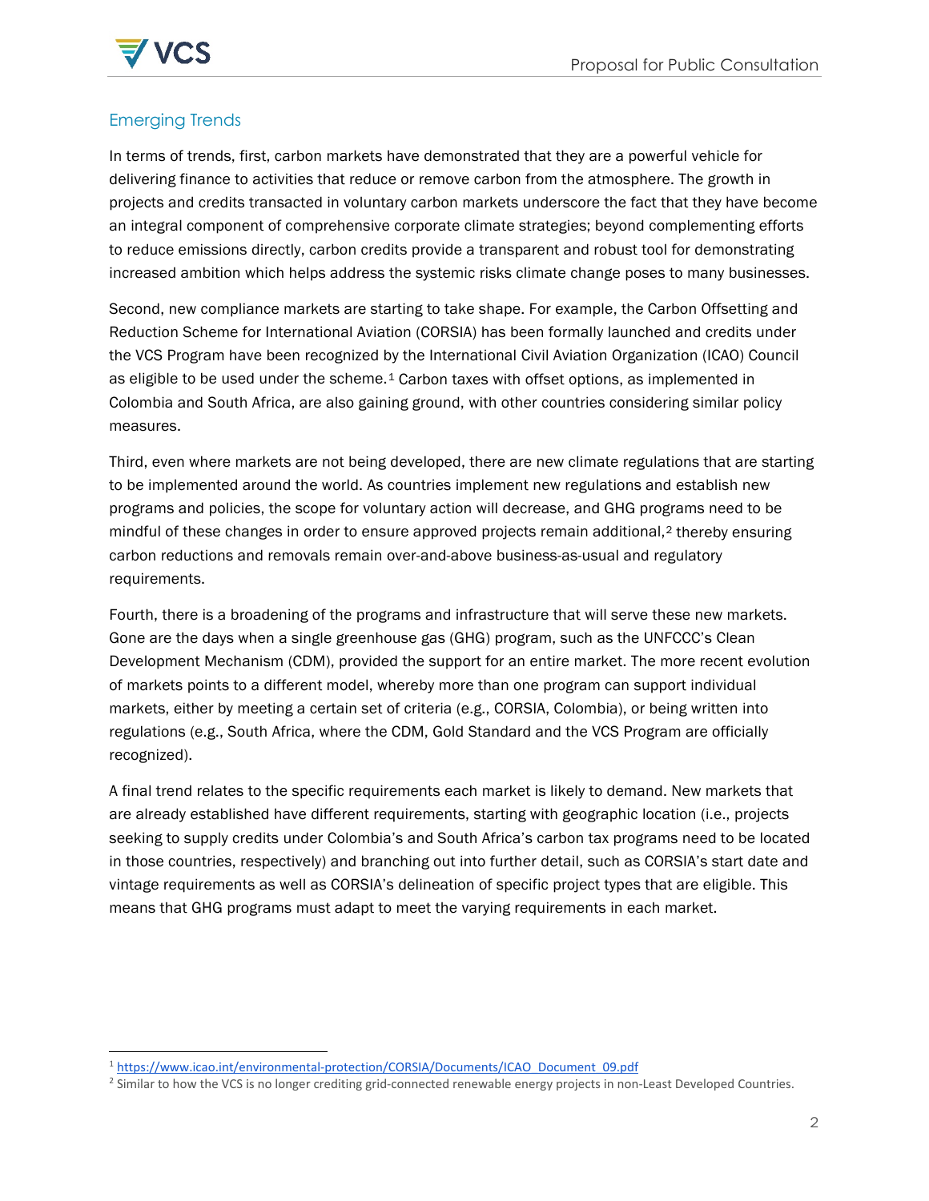## Emerging Trends

In terms of trends, first, carbon markets have demonstrated that they are a powerful vehicle for delivering finance to activities that reduce or remove carbon from the atmosphere. The growth in projects and credits transacted in voluntary carbon markets underscore the fact that they have become an integral component of comprehensive corporate climate strategies; beyond complementing efforts to reduce emissions directly, carbon credits provide a transparent and robust tool for demonstrating increased ambition which helps address the systemic risks climate change poses to many businesses.

Second, new compliance markets are starting to take shape. For example, the Carbon Offsetting and Reduction Scheme for International Aviation (CORSIA) has been formally launched and credits under the VCS Program have been recognized by the International Civil Aviation Organization (ICAO) Council as eligible to be used under the scheme.[1] Carbon taxes with offset options, as implemented in Colombia and South Africa, are also gaining ground, with other countries considering similar policy measures.

Third, even where markets are not being developed, there are new climate regulations that are starting to be implemented around the world. As countries implement new regulations and establish new programs and policies, the scope for voluntary action will decrease, and GHG programs need to be mindful of these changes in order to ensure approved projects remain additional,[2] thereby ensuring carbon reductions and removals remain over-and-above business-as-usual and regulatory requirements.

Fourth, there is a broadening of the programs and infrastructure that will serve these new markets. Gone are the days when a single greenhouse gas (GHG) program, such as the UNFCCC's Clean Development Mechanism (CDM), provided the support for an entire market. The more recent evolution of markets points to a different model, whereby more than one program can support individual markets, either by meeting a certain set of criteria (e.g., CORSIA, Colombia), or being written into regulations (e.g., South Africa, where the CDM, Gold Standard and the VCS Program are officially recognized).

A final trend relates to the specific requirements each market is likely to demand. New markets that are already established have different requirements, starting with geographic location (i.e., projects seeking to supply credits under Colombia's and South Africa's carbon tax programs need to be located in those countries, respectively) and branching out into further detail, such as CORSIA's start date and vintage requirements as well as CORSIA's delineation of specific project types that are eligible. This means that GHG programs must adapt to meet the varying requirements in each market.

---

[1] https://www.icao.int/environmental-protection/CORSIA/Documents/ICAO_Document_09.pdf

[2] Similar to how the VCS is no longer crediting grid-connected renewable energy projects in non-Least Developed Countries.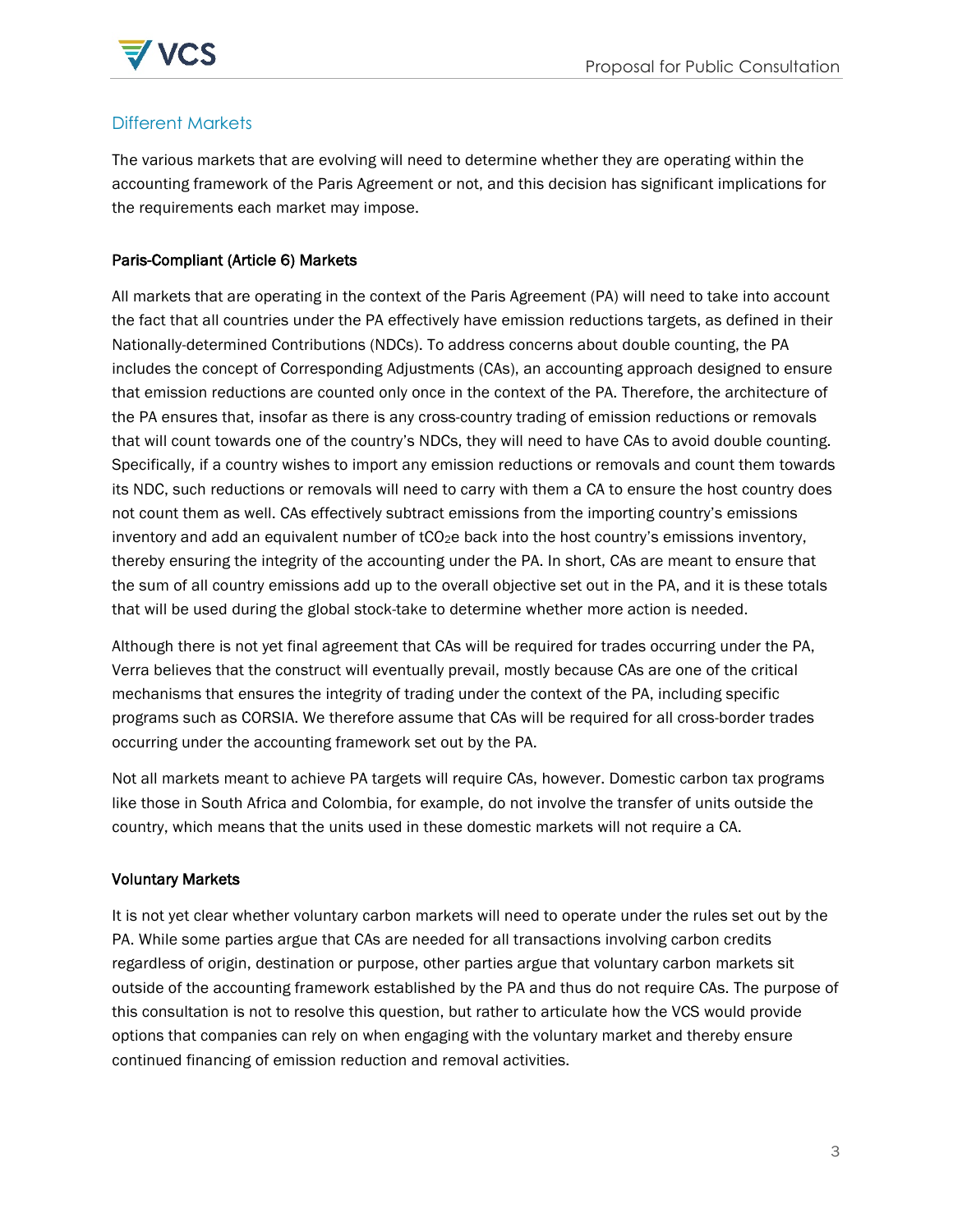## Different Markets

The various markets that are evolving will need to determine whether they are operating within the accounting framework of the Paris Agreement or not, and this decision has significant implications for the requirements each market may impose.

### Paris-Compliant (Article 6) Markets

All markets that are operating in the context of the Paris Agreement (PA) will need to take into account the fact that all countries under the PA effectively have emission reductions targets, as defined in their Nationally-determined Contributions (NDCs). To address concerns about double counting, the PA includes the concept of Corresponding Adjustments (CAs), an accounting approach designed to ensure that emission reductions are counted only once in the context of the PA. Therefore, the architecture of the PA ensures that, insofar as there is any cross-country trading of emission reductions or removals that will count towards one of the country's NDCs, they will need to have CAs to avoid double counting. Specifically, if a country wishes to import any emission reductions or removals and count them towards its NDC, such reductions or removals will need to carry with them a CA to ensure the host country does not count them as well. CAs effectively subtract emissions from the importing country's emissions inventory and add an equivalent number of $tCO_2e$ back into the host country's emissions inventory, thereby ensuring the integrity of the accounting under the PA. In short, CAs are meant to ensure that the sum of all country emissions add up to the overall objective set out in the PA, and it is these totals that will be used during the global stock-take to determine whether more action is needed.

Although there is not yet final agreement that CAs will be required for trades occurring under the PA, Verra believes that the construct will eventually prevail, mostly because CAs are one of the critical mechanisms that ensures the integrity of trading under the context of the PA, including specific programs such as CORSIA. We therefore assume that CAs will be required for all cross-border trades occurring under the accounting framework set out by the PA.

Not all markets meant to achieve PA targets will require CAs, however. Domestic carbon tax programs like those in South Africa and Colombia, for example, do not involve the transfer of units outside the country, which means that the units used in these domestic markets will not require a CA.

### Voluntary Markets

It is not yet clear whether voluntary carbon markets will need to operate under the rules set out by the PA. While some parties argue that CAs are needed for all transactions involving carbon credits regardless of origin, destination or purpose, other parties argue that voluntary carbon markets sit outside of the accounting framework established by the PA and thus do not require CAs. The purpose of this consultation is not to resolve this question, but rather to articulate how the VCS would provide options that companies can rely on when engaging with the voluntary market and thereby ensure continued financing of emission reduction and removal activities.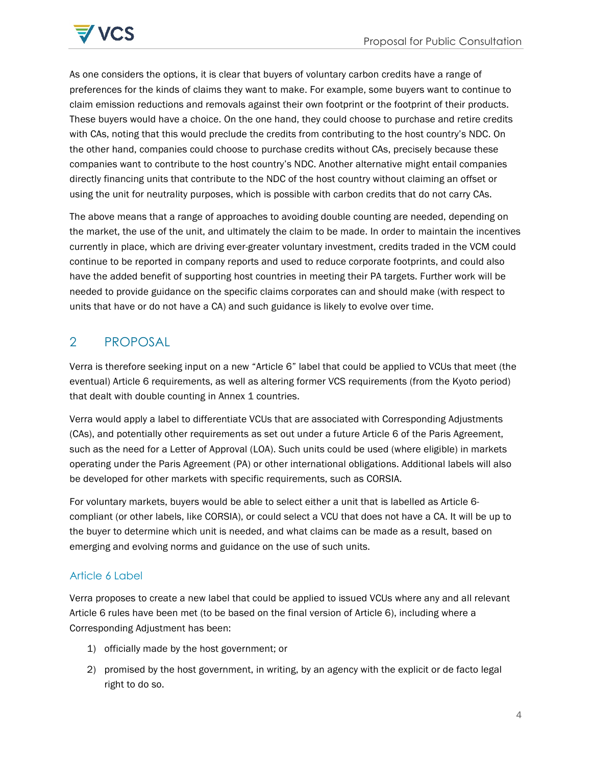As one considers the options, it is clear that buyers of voluntary carbon credits have a range of preferences for the kinds of claims they want to make. For example, some buyers want to continue to claim emission reductions and removals against their own footprint or the footprint of their products. These buyers would have a choice. On the one hand, they could choose to purchase and retire credits with CAs, noting that this would preclude the credits from contributing to the host country's NDC. On the other hand, companies could choose to purchase credits without CAs, precisely because these companies want to contribute to the host country's NDC. Another alternative might entail companies directly financing units that contribute to the NDC of the host country without claiming an offset or using the unit for neutrality purposes, which is possible with carbon credits that do not carry CAs.

The above means that a range of approaches to avoiding double counting are needed, depending on the market, the use of the unit, and ultimately the claim to be made. In order to maintain the incentives currently in place, which are driving ever-greater voluntary investment, credits traded in the VCM could continue to be reported in company reports and used to reduce corporate footprints, and could also have the added benefit of supporting host countries in meeting their PA targets. Further work will be needed to provide guidance on the specific claims corporates can and should make (with respect to units that have or do not have a CA) and such guidance is likely to evolve over time.

## 2 PROPOSAL

Verra is therefore seeking input on a new "Article 6" label that could be applied to VCUs that meet (the eventual) Article 6 requirements, as well as altering former VCS requirements (from the Kyoto period) that dealt with double counting in Annex 1 countries.

Verra would apply a label to differentiate VCUs that are associated with Corresponding Adjustments (CAs), and potentially other requirements as set out under a future Article 6 of the Paris Agreement, such as the need for a Letter of Approval (LOA). Such units could be used (where eligible) in markets operating under the Paris Agreement (PA) or other international obligations. Additional labels will also be developed for other markets with specific requirements, such as CORSIA.

For voluntary markets, buyers would be able to select either a unit that is labelled as Article 6-compliant (or other labels, like CORSIA), or could select a VCU that does not have a CA. It will be up to the buyer to determine which unit is needed, and what claims can be made as a result, based on emerging and evolving norms and guidance on the use of such units.

### Article 6 Label

Verra proposes to create a new label that could be applied to issued VCUs where any and all relevant Article 6 rules have been met (to be based on the final version of Article 6), including where a Corresponding Adjustment has been:

1) officially made by the host government; or
2) promised by the host government, in writing, by an agency with the explicit or de facto legal right to do so.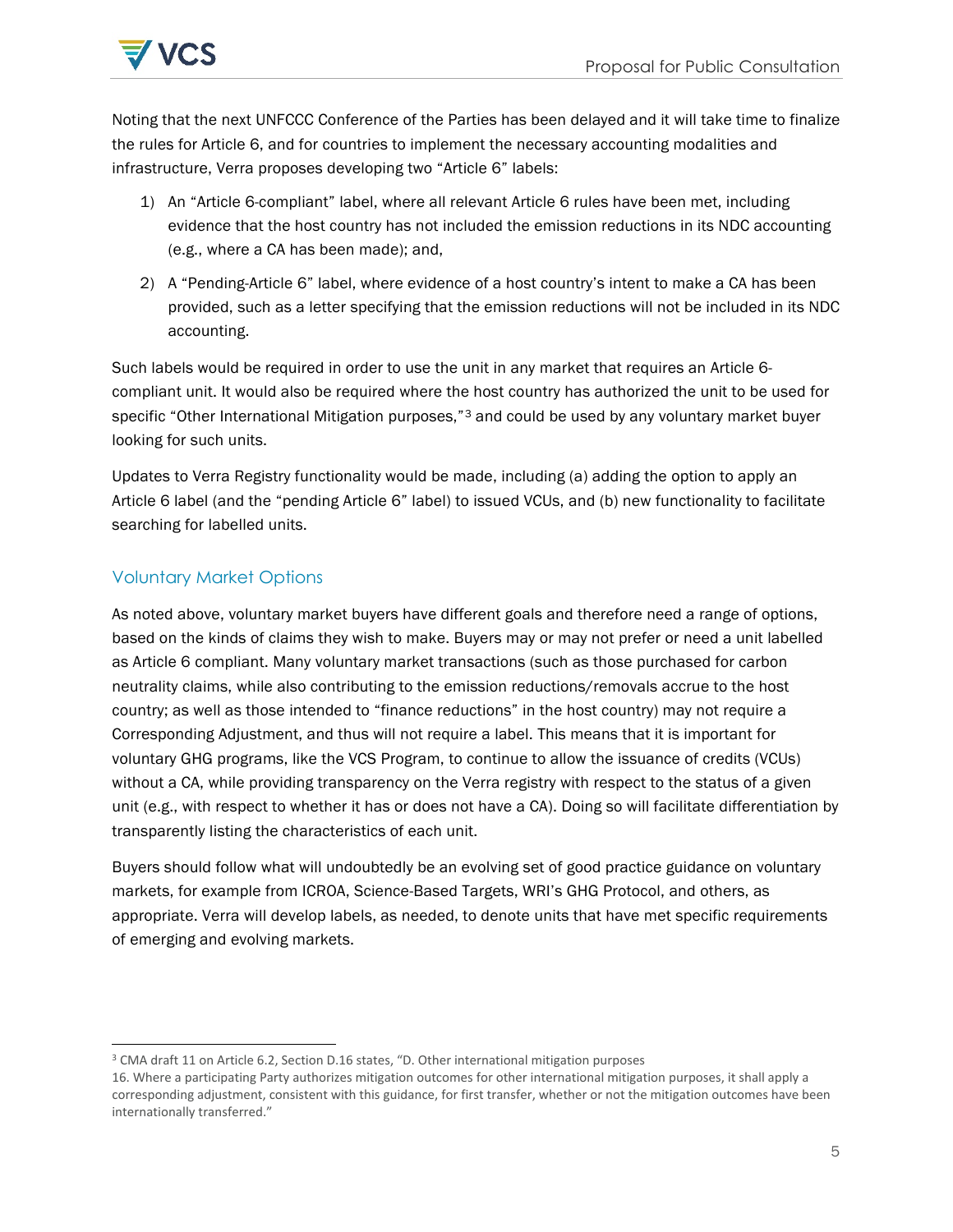Noting that the next UNFCCC Conference of the Parties has been delayed and it will take time to finalize the rules for Article 6, and for countries to implement the necessary accounting modalities and infrastructure, Verra proposes developing two "Article 6" labels:

1) An "Article 6-compliant" label, where all relevant Article 6 rules have been met, including evidence that the host country has not included the emission reductions in its NDC accounting (e.g., where a CA has been made); and,
2) A "Pending-Article 6" label, where evidence of a host country's intent to make a CA has been provided, such as a letter specifying that the emission reductions will not be included in its NDC accounting.

Such labels would be required in order to use the unit in any market that requires an Article 6-compliant unit. It would also be required where the host country has authorized the unit to be used for specific "Other International Mitigation purposes,"[3] and could be used by any voluntary market buyer looking for such units.

Updates to Verra Registry functionality would be made, including (a) adding the option to apply an Article 6 label (and the "pending Article 6" label) to issued VCUs, and (b) new functionality to facilitate searching for labelled units.

## Voluntary Market Options

As noted above, voluntary market buyers have different goals and therefore need a range of options, based on the kinds of claims they wish to make. Buyers may or may not prefer or need a unit labelled as Article 6 compliant. Many voluntary market transactions (such as those purchased for carbon neutrality claims, while also contributing to the emission reductions/removals accrue to the host country; as well as those intended to "finance reductions" in the host country) may not require a Corresponding Adjustment, and thus will not require a label. This means that it is important for voluntary GHG programs, like the VCS Program, to continue to allow the issuance of credits (VCUs) without a CA, while providing transparency on the Verra registry with respect to the status of a given unit (e.g., with respect to whether it has or does not have a CA). Doing so will facilitate differentiation by transparently listing the characteristics of each unit.

Buyers should follow what will undoubtedly be an evolving set of good practice guidance on voluntary markets, for example from ICROA, Science-Based Targets, WRI's GHG Protocol, and others, as appropriate. Verra will develop labels, as needed, to denote units that have met specific requirements of emerging and evolving markets.

---

[3] CMA draft 11 on Article 6.2, Section D.16 states, "D. Other international mitigation purposes
16. Where a participating Party authorizes mitigation outcomes for other international mitigation purposes, it shall apply a corresponding adjustment, consistent with this guidance, for first transfer, whether or not the mitigation outcomes have been internationally transferred."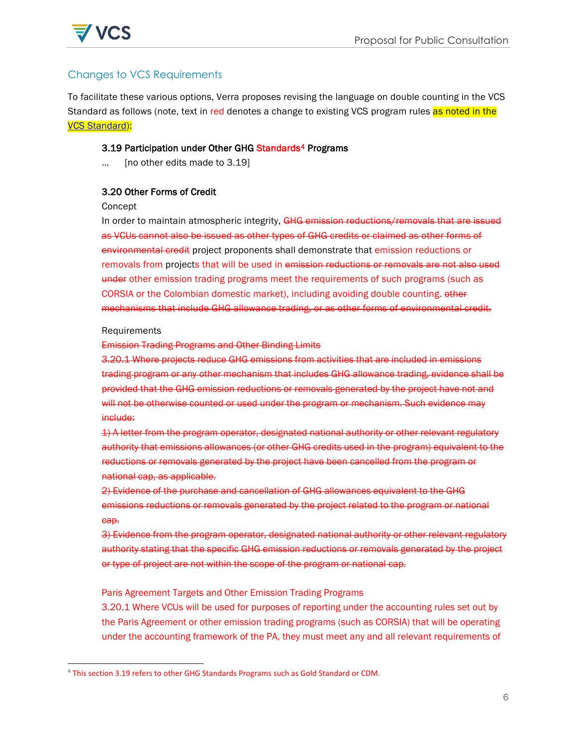## Changes to VCS Requirements

To facilitate these various options, Verra proposes revising the language on double counting in the VCS Standard as follows (note, text in red denotes a change to existing VCS program rules as noted in the VCS Standard):

**3.19 Participation under Other GHG Standards[4] Programs**

... [no other edits made to 3.19]

**3.20 Other Forms of Credit**

Concept

In order to maintain atmospheric integrity, ~~GHG emission reductions/removals that are issued as VCUs cannot also be issued as other types of GHG credits or claimed as other forms of environmental credit~~ project proponents shall demonstrate that emission reductions or removals from projects that will be used in ~~emission reductions or removals are not also used under~~ other emission trading programs meet the requirements of such programs (such as CORSIA or the Colombian domestic market), including avoiding double counting. ~~other mechanisms that include GHG allowance trading, or as other forms of environmental credit.~~

Requirements

~~Emission Trading Programs and Other Binding Limits~~

~~3.20.1 Where projects reduce GHG emissions from activities that are included in emissions trading program or any other mechanism that includes GHG allowance trading, evidence shall be provided that the GHG emission reductions or removals generated by the project have not and will not be otherwise counted or used under the program or mechanism. Such evidence may include:~~

~~1) A letter from the program operator, designated national authority or other relevant regulatory authority that emissions allowances (or other GHG credits used in the program) equivalent to the reductions or removals generated by the project have been cancelled from the program or national cap, as applicable.~~

~~2) Evidence of the purchase and cancellation of GHG allowances equivalent to the GHG emissions reductions or removals generated by the project related to the program or national cap.~~

~~3) Evidence from the program operator, designated national authority or other relevant regulatory authority stating that the specific GHG emission reductions or removals generated by the project or type of project are not within the scope of the program or national cap.~~

Paris Agreement Targets and Other Emission Trading Programs

3.20.1 Where VCUs will be used for purposes of reporting under the accounting rules set out by the Paris Agreement or other emission trading programs (such as CORSIA) that will be operating under the accounting framework of the PA, they must meet any and all relevant requirements of

[4] This section 3.19 refers to other GHG Standards Programs such as Gold Standard or CDM.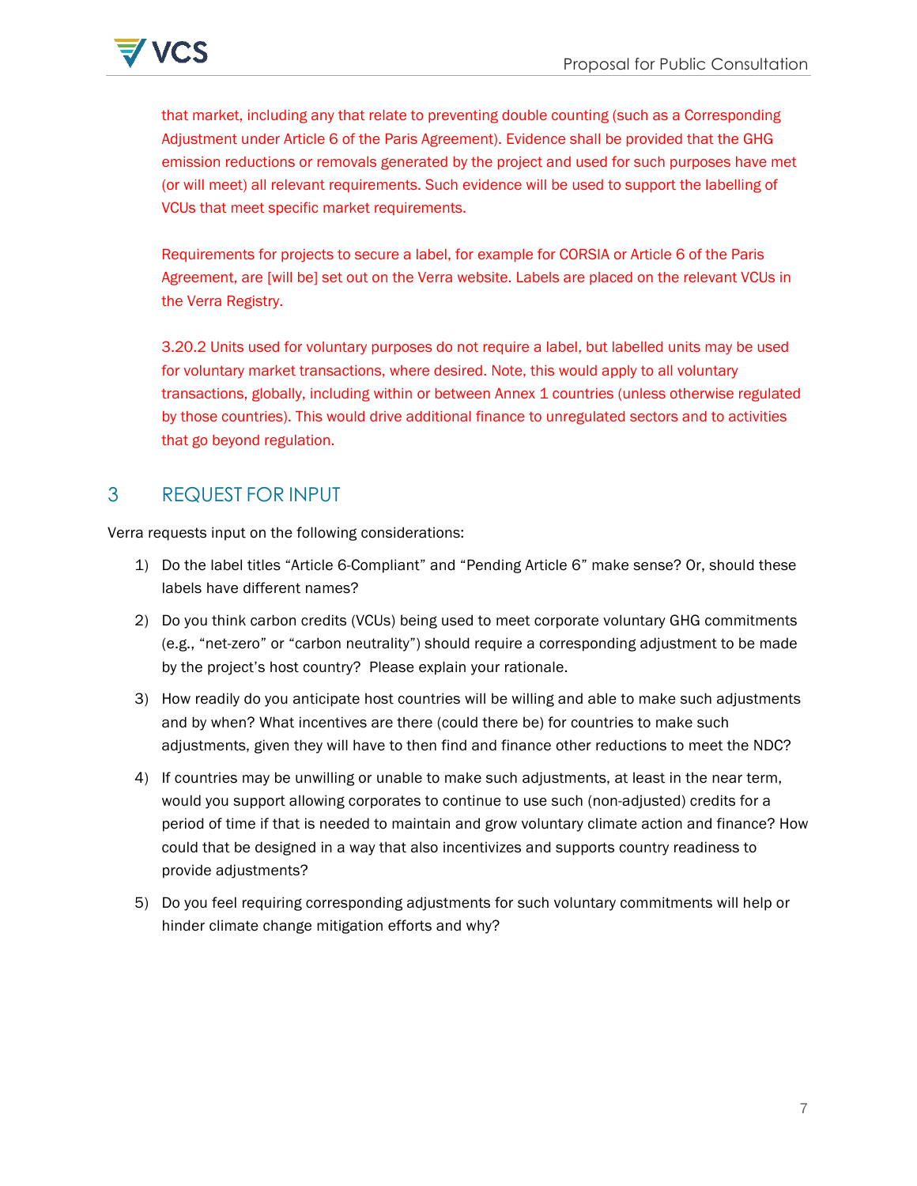that market, including any that relate to preventing double counting (such as a Corresponding Adjustment under Article 6 of the Paris Agreement). Evidence shall be provided that the GHG emission reductions or removals generated by the project and used for such purposes have met (or will meet) all relevant requirements. Such evidence will be used to support the labelling of VCUs that meet specific market requirements.

Requirements for projects to secure a label, for example for CORSIA or Article 6 of the Paris Agreement, are [will be] set out on the Verra website. Labels are placed on the relevant VCUs in the Verra Registry.

3.20.2 Units used for voluntary purposes do not require a label, but labelled units may be used for voluntary market transactions, where desired. Note, this would apply to all voluntary transactions, globally, including within or between Annex 1 countries (unless otherwise regulated by those countries). This would drive additional finance to unregulated sectors and to activities that go beyond regulation.

# 3 REQUEST FOR INPUT

Verra requests input on the following considerations:

1) Do the label titles "Article 6-Compliant" and "Pending Article 6" make sense? Or, should these labels have different names?
2) Do you think carbon credits (VCUs) being used to meet corporate voluntary GHG commitments (e.g., "net-zero" or "carbon neutrality") should require a corresponding adjustment to be made by the project's host country? Please explain your rationale.
3) How readily do you anticipate host countries will be willing and able to make such adjustments and by when? What incentives are there (could there be) for countries to make such adjustments, given they will have to then find and finance other reductions to meet the NDC?
4) If countries may be unwilling or unable to make such adjustments, at least in the near term, would you support allowing corporates to continue to use such (non-adjusted) credits for a period of time if that is needed to maintain and grow voluntary climate action and finance? How could that be designed in a way that also incentivizes and supports country readiness to provide adjustments?
5) Do you feel requiring corresponding adjustments for such voluntary commitments will help or hinder climate change mitigation efforts and why?